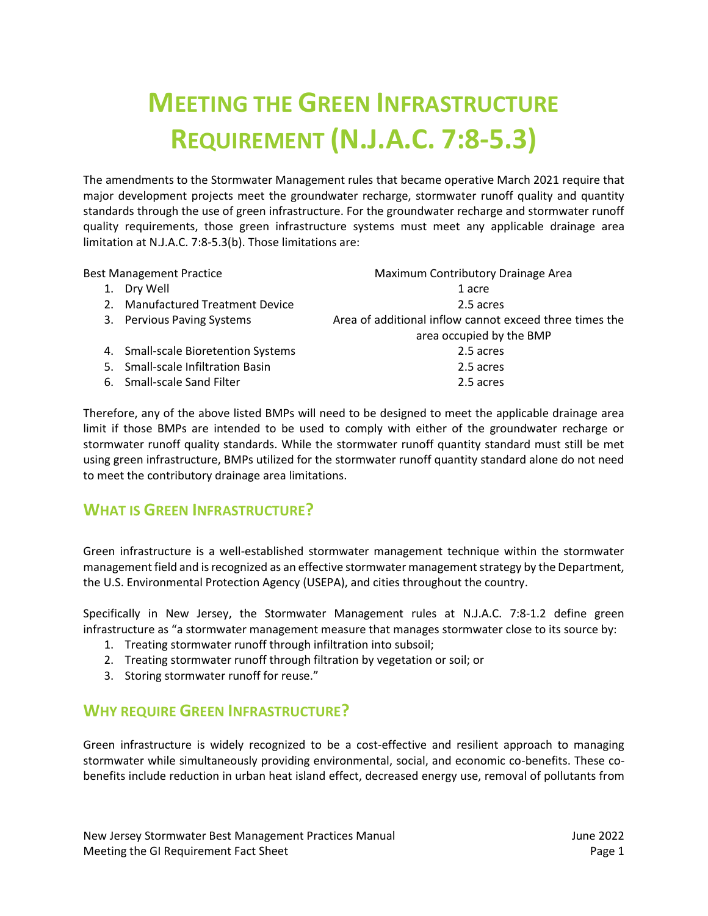# Meeting the Green Infrastructure Requirement (N.J.A.C. 7:8-5.3)

The amendments to the Stormwater Management rules that became operative March 2021 require that major development projects meet the groundwater recharge, stormwater runoff quality and quantity standards through the use of green infrastructure. For the groundwater recharge and stormwater runoff quality requirements, those green infrastructure systems must meet any applicable drainage area limitation at N.J.A.C. 7:8-5.3(b). Those limitations are:

| Best Management Practice | Maximum Contributory Drainage Area |
| --- | --- |
| 1. Dry Well | 1 acre |
| 2. Manufactured Treatment Device | 2.5 acres |
| 3. Pervious Paving Systems | Area of additional inflow cannot exceed three times the area occupied by the BMP |
| 4. Small-scale Bioretention Systems | 2.5 acres |
| 5. Small-scale Infiltration Basin | 2.5 acres |
| 6. Small-scale Sand Filter | 2.5 acres |

Therefore, any of the above listed BMPs will need to be designed to meet the applicable drainage area limit if those BMPs are intended to be used to comply with either of the groundwater recharge or stormwater runoff quality standards. While the stormwater runoff quantity standard must still be met using green infrastructure, BMPs utilized for the stormwater runoff quantity standard alone do not need to meet the contributory drainage area limitations.

## What is Green Infrastructure?

Green infrastructure is a well-established stormwater management technique within the stormwater management field and is recognized as an effective stormwater management strategy by the Department, the U.S. Environmental Protection Agency (USEPA), and cities throughout the country.

Specifically in New Jersey, the Stormwater Management rules at N.J.A.C. 7:8-1.2 define green infrastructure as "a stormwater management measure that manages stormwater close to its source by:

1. Treating stormwater runoff through infiltration into subsoil;
2. Treating stormwater runoff through filtration by vegetation or soil; or
3. Storing stormwater runoff for reuse."

## Why require Green Infrastructure?

Green infrastructure is widely recognized to be a cost-effective and resilient approach to managing stormwater while simultaneously providing environmental, social, and economic co-benefits. These co-benefits include reduction in urban heat island effect, decreased energy use, removal of pollutants from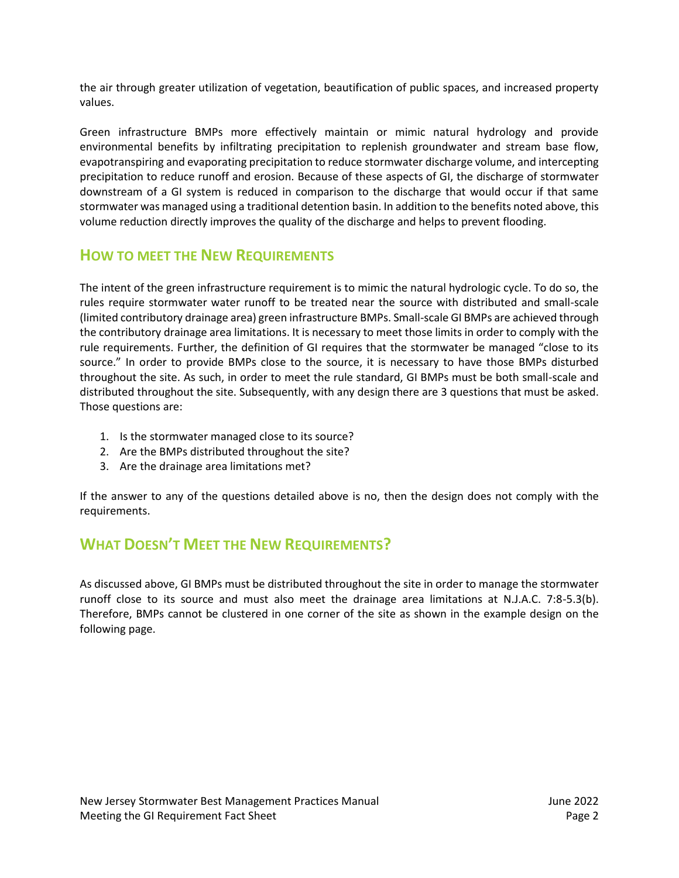the air through greater utilization of vegetation, beautification of public spaces, and increased property values.

Green infrastructure BMPs more effectively maintain or mimic natural hydrology and provide environmental benefits by infiltrating precipitation to replenish groundwater and stream base flow, evapotranspiring and evaporating precipitation to reduce stormwater discharge volume, and intercepting precipitation to reduce runoff and erosion. Because of these aspects of GI, the discharge of stormwater downstream of a GI system is reduced in comparison to the discharge that would occur if that same stormwater was managed using a traditional detention basin. In addition to the benefits noted above, this volume reduction directly improves the quality of the discharge and helps to prevent flooding.

## HOW TO MEET THE NEW REQUIREMENTS

The intent of the green infrastructure requirement is to mimic the natural hydrologic cycle. To do so, the rules require stormwater water runoff to be treated near the source with distributed and small-scale (limited contributory drainage area) green infrastructure BMPs. Small-scale GI BMPs are achieved through the contributory drainage area limitations. It is necessary to meet those limits in order to comply with the rule requirements. Further, the definition of GI requires that the stormwater be managed "close to its source." In order to provide BMPs close to the source, it is necessary to have those BMPs disturbed throughout the site. As such, in order to meet the rule standard, GI BMPs must be both small-scale and distributed throughout the site. Subsequently, with any design there are 3 questions that must be asked. Those questions are:

1. Is the stormwater managed close to its source?
2. Are the BMPs distributed throughout the site?
3. Are the drainage area limitations met?

If the answer to any of the questions detailed above is no, then the design does not comply with the requirements.

## WHAT DOESN'T MEET THE NEW REQUIREMENTS?

As discussed above, GI BMPs must be distributed throughout the site in order to manage the stormwater runoff close to its source and must also meet the drainage area limitations at N.J.A.C. 7:8-5.3(b). Therefore, BMPs cannot be clustered in one corner of the site as shown in the example design on the following page.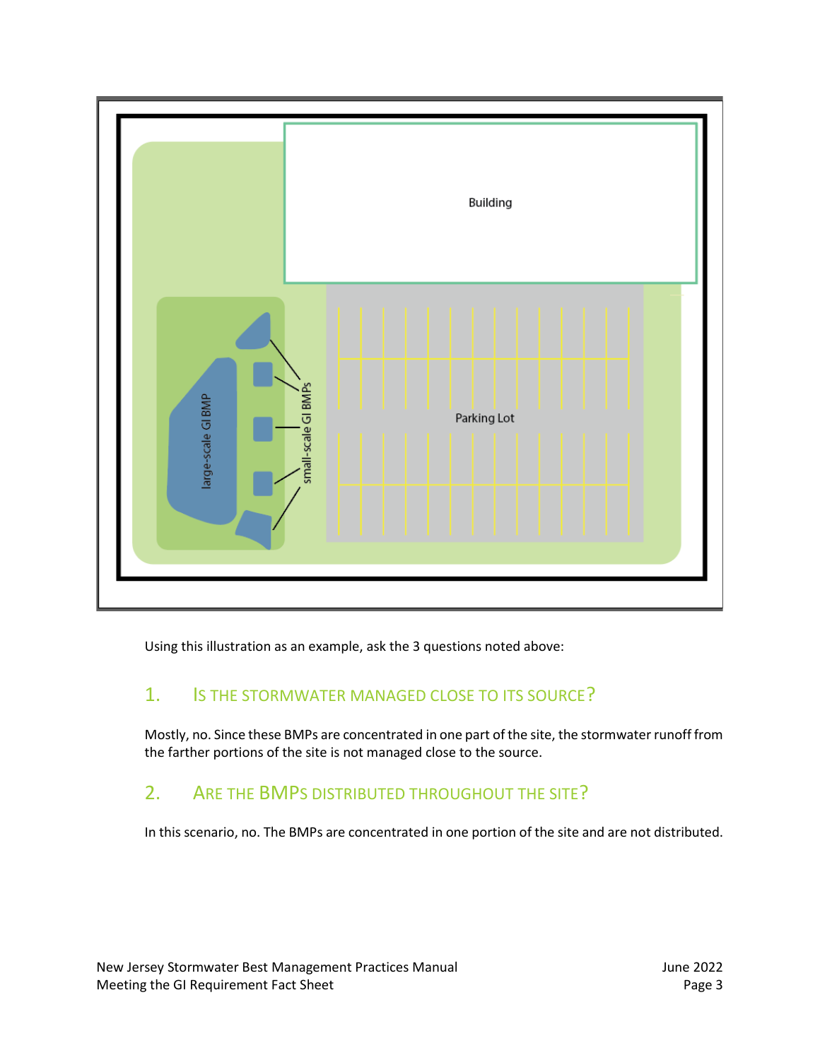Using this illustration as an example, ask the 3 questions noted above:

## 1. IS THE STORMWATER MANAGED CLOSE TO ITS SOURCE?

Mostly, no. Since these BMPs are concentrated in one part of the site, the stormwater runoff from the farther portions of the site is not managed close to the source.

## 2. ARE THE BMPS DISTRIBUTED THROUGHOUT THE SITE?

In this scenario, no. The BMPs are concentrated in one portion of the site and are not distributed.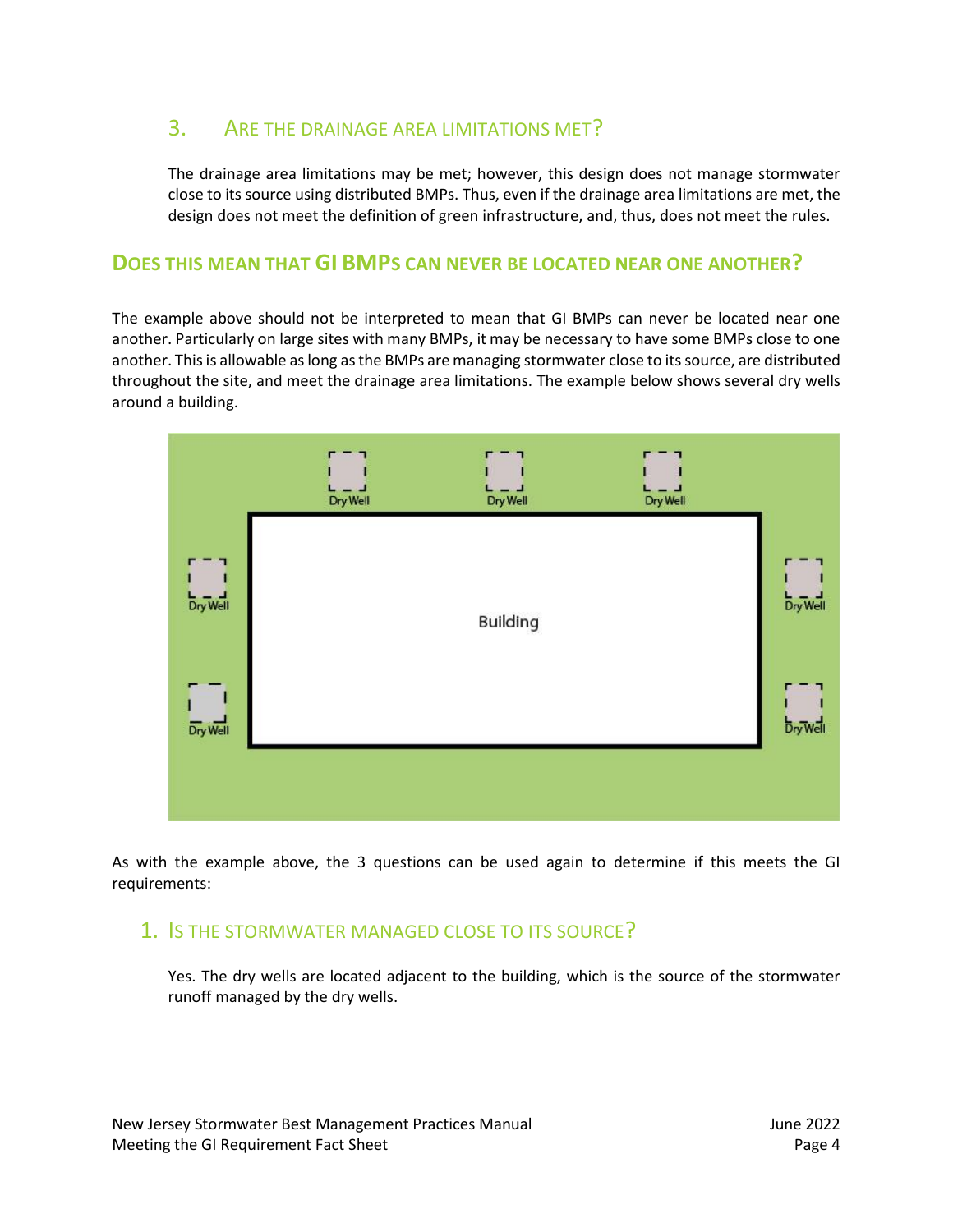### 3. Are the Drainage Area Limitations Met?

The drainage area limitations may be met; however, this design does not manage stormwater close to its source using distributed BMPs. Thus, even if the drainage area limitations are met, the design does not meet the definition of green infrastructure, and, thus, does not meet the rules.

## Does This Mean That GI BMPs Can Never Be Located Near One Another?

The example above should not be interpreted to mean that GI BMPs can never be located near one another. Particularly on large sites with many BMPs, it may be necessary to have some BMPs close to one another. This is allowable as long as the BMPs are managing stormwater close to its source, are distributed throughout the site, and meet the drainage area limitations. The example below shows several dry wells around a building.

As with the example above, the 3 questions can be used again to determine if this meets the GI requirements:

### 1. Is the Stormwater Managed Close to Its Source?

Yes. The dry wells are located adjacent to the building, which is the source of the stormwater runoff managed by the dry wells.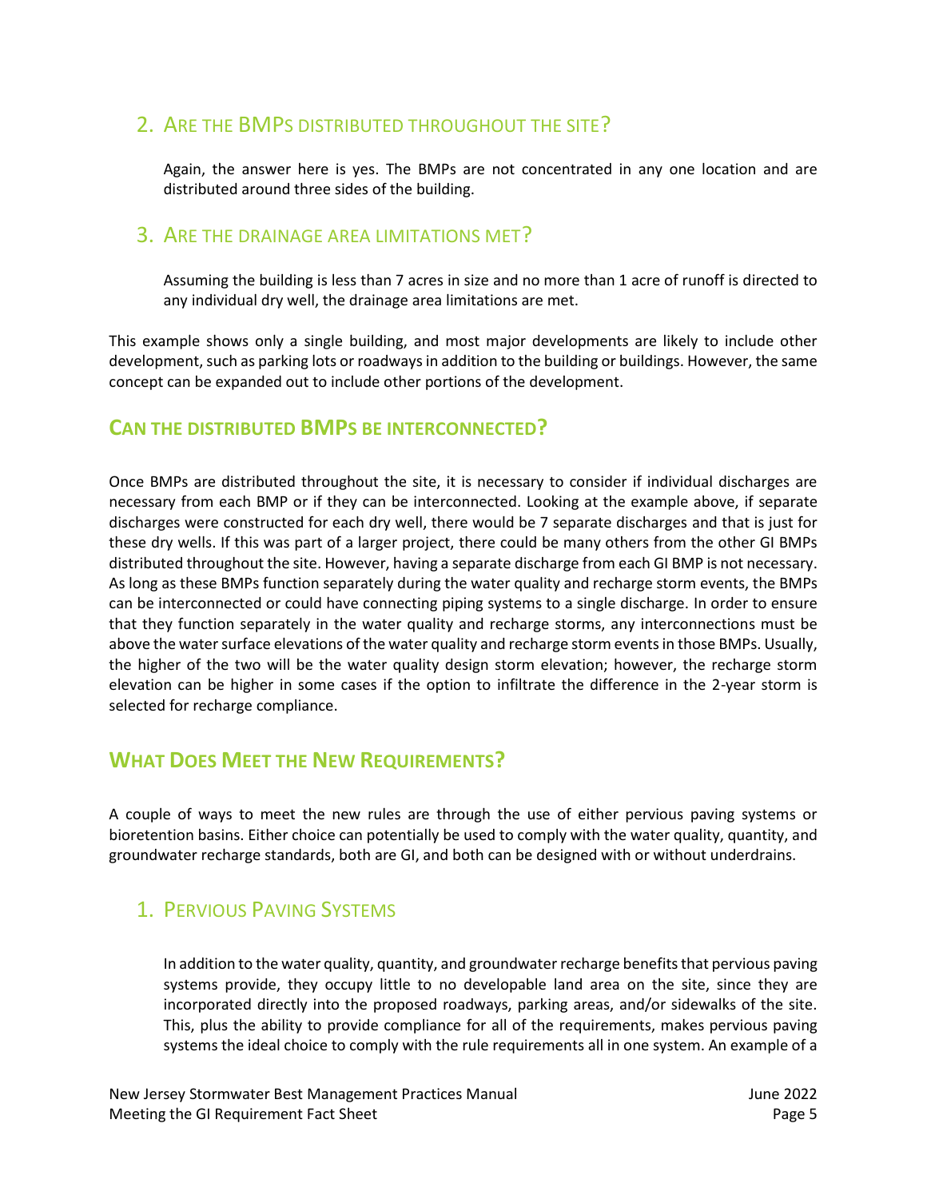### 2. Are the BMPs distributed throughout the site?

Again, the answer here is yes. The BMPs are not concentrated in any one location and are distributed around three sides of the building.

### 3. Are the drainage area limitations met?

Assuming the building is less than 7 acres in size and no more than 1 acre of runoff is directed to any individual dry well, the drainage area limitations are met.

This example shows only a single building, and most major developments are likely to include other development, such as parking lots or roadways in addition to the building or buildings. However, the same concept can be expanded out to include other portions of the development.

## Can the distributed BMPs be interconnected?

Once BMPs are distributed throughout the site, it is necessary to consider if individual discharges are necessary from each BMP or if they can be interconnected. Looking at the example above, if separate discharges were constructed for each dry well, there would be 7 separate discharges and that is just for these dry wells. If this was part of a larger project, there could be many others from the other GI BMPs distributed throughout the site. However, having a separate discharge from each GI BMP is not necessary. As long as these BMPs function separately during the water quality and recharge storm events, the BMPs can be interconnected or could have connecting piping systems to a single discharge. In order to ensure that they function separately in the water quality and recharge storms, any interconnections must be above the water surface elevations of the water quality and recharge storm events in those BMPs. Usually, the higher of the two will be the water quality design storm elevation; however, the recharge storm elevation can be higher in some cases if the option to infiltrate the difference in the 2-year storm is selected for recharge compliance.

## What Does Meet the New Requirements?

A couple of ways to meet the new rules are through the use of either pervious paving systems or bioretention basins. Either choice can potentially be used to comply with the water quality, quantity, and groundwater recharge standards, both are GI, and both can be designed with or without underdrains.

### 1. Pervious Paving Systems

In addition to the water quality, quantity, and groundwater recharge benefits that pervious paving systems provide, they occupy little to no developable land area on the site, since they are incorporated directly into the proposed roadways, parking areas, and/or sidewalks of the site. This, plus the ability to provide compliance for all of the requirements, makes pervious paving systems the ideal choice to comply with the rule requirements all in one system. An example of a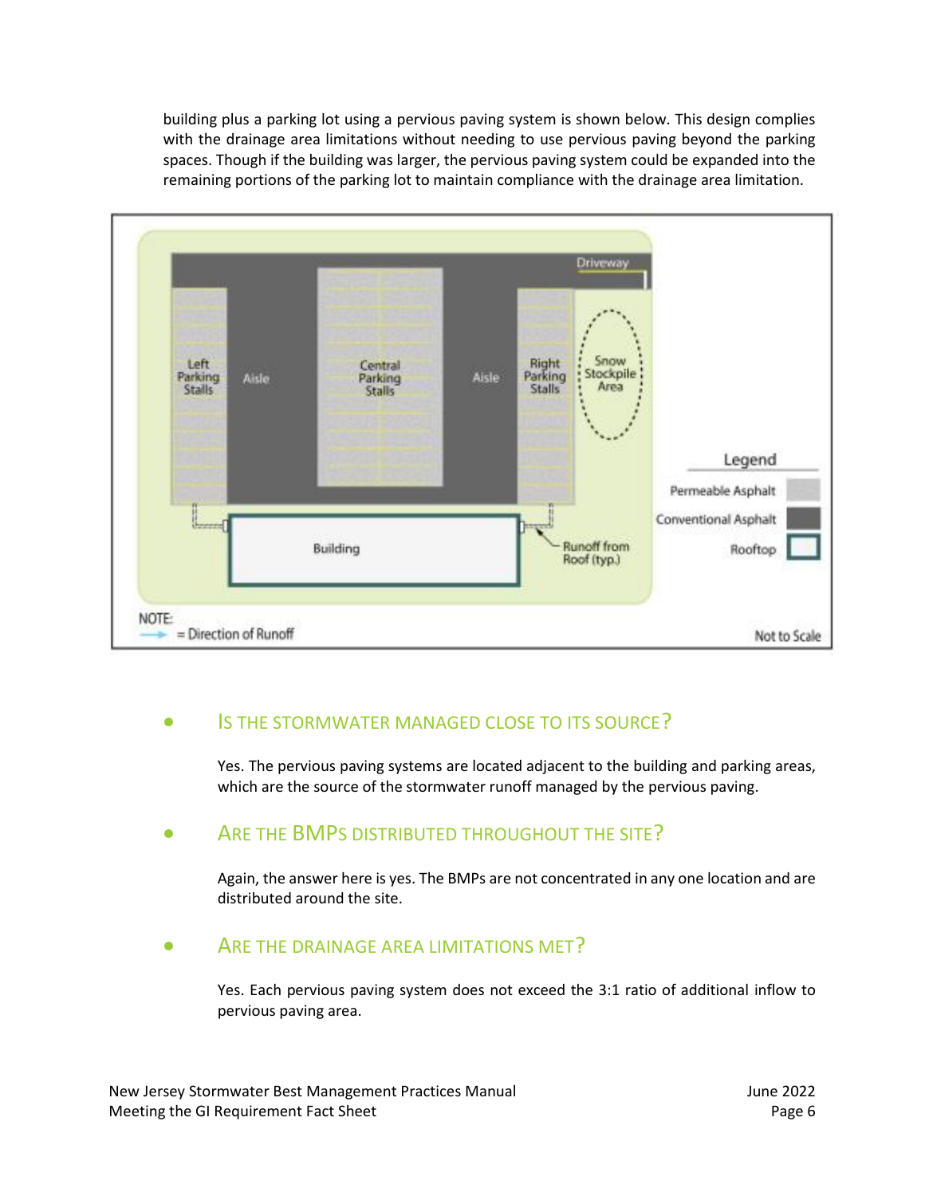building plus a parking lot using a pervious paving system is shown below. This design complies with the drainage area limitations without needing to use pervious paving beyond the parking spaces. Though if the building was larger, the pervious paving system could be expanded into the remaining portions of the parking lot to maintain compliance with the drainage area limitation.

- ## Is the stormwater managed close to its source?

  Yes. The pervious paving systems are located adjacent to the building and parking areas, which are the source of the stormwater runoff managed by the pervious paving.

- ## Are the BMPs distributed throughout the site?

  Again, the answer here is yes. The BMPs are not concentrated in any one location and are distributed around the site.

- ## Are the drainage area limitations met?

  Yes. Each pervious paving system does not exceed the 3:1 ratio of additional inflow to pervious paving area.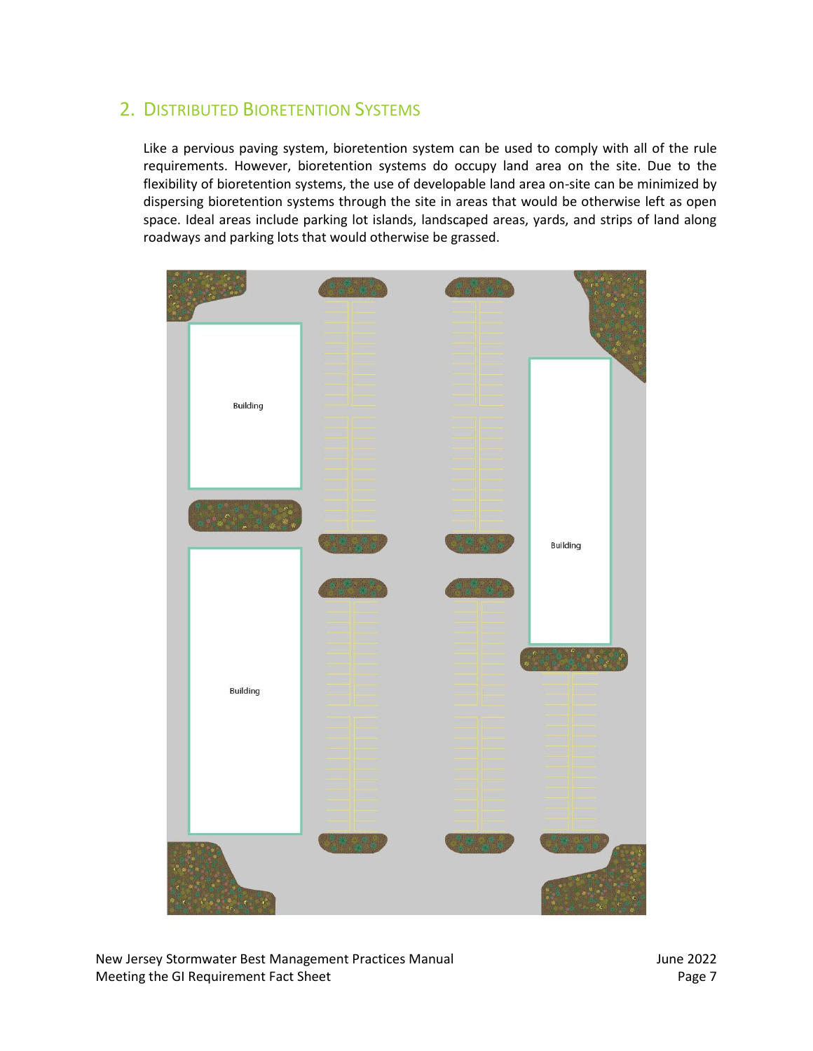## 2. Distributed Bioretention Systems

Like a pervious paving system, bioretention system can be used to comply with all of the rule requirements. However, bioretention systems do occupy land area on the site. Due to the flexibility of bioretention systems, the use of developable land area on-site can be minimized by dispersing bioretention systems through the site in areas that would be otherwise left as open space. Ideal areas include parking lot islands, landscaped areas, yards, and strips of land along roadways and parking lots that would otherwise be grassed.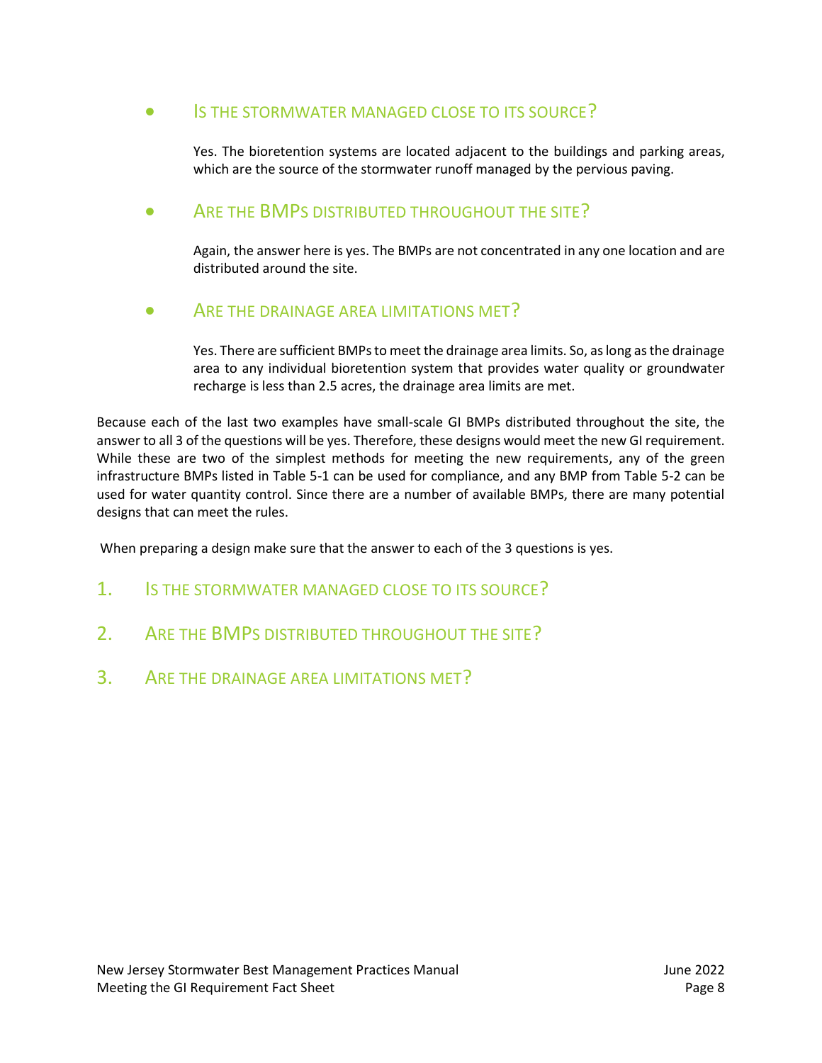- **IS THE STORMWATER MANAGED CLOSE TO ITS SOURCE?**

  Yes. The bioretention systems are located adjacent to the buildings and parking areas, which are the source of the stormwater runoff managed by the pervious paving.

- **ARE THE BMPS DISTRIBUTED THROUGHOUT THE SITE?**

  Again, the answer here is yes. The BMPs are not concentrated in any one location and are distributed around the site.

- **ARE THE DRAINAGE AREA LIMITATIONS MET?**

  Yes. There are sufficient BMPs to meet the drainage area limits. So, as long as the drainage area to any individual bioretention system that provides water quality or groundwater recharge is less than 2.5 acres, the drainage area limits are met.

Because each of the last two examples have small-scale GI BMPs distributed throughout the site, the answer to all 3 of the questions will be yes. Therefore, these designs would meet the new GI requirement. While these are two of the simplest methods for meeting the new requirements, any of the green infrastructure BMPs listed in Table 5-1 can be used for compliance, and any BMP from Table 5-2 can be used for water quantity control. Since there are a number of available BMPs, there are many potential designs that can meet the rules.

When preparing a design make sure that the answer to each of the 3 questions is yes.

1. **IS THE STORMWATER MANAGED CLOSE TO ITS SOURCE?**
2. **ARE THE BMPS DISTRIBUTED THROUGHOUT THE SITE?**
3. **ARE THE DRAINAGE AREA LIMITATIONS MET?**